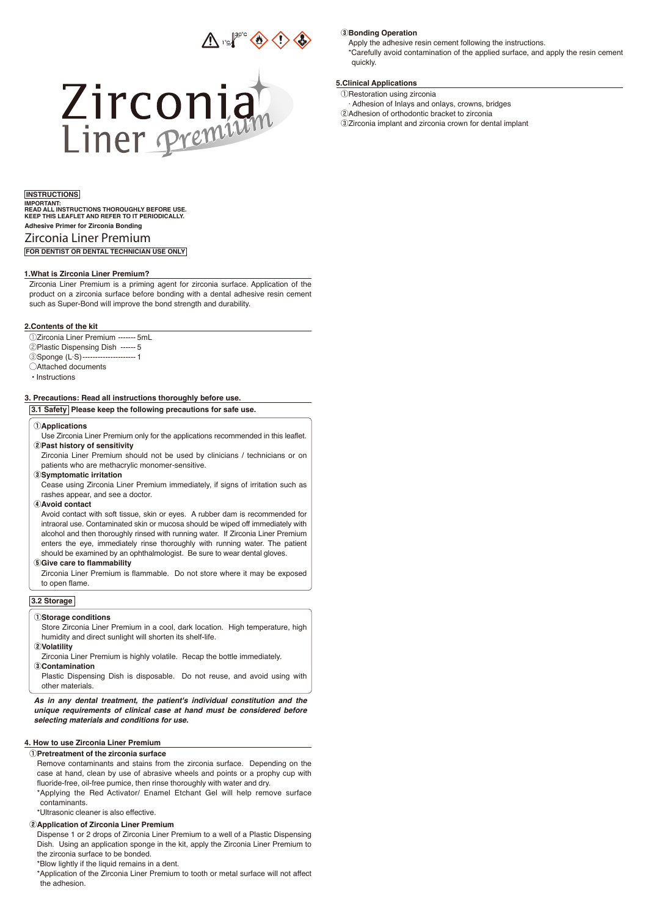# Zirconia Liner Premium

**INSTRUCTIONS**

**IMPORTANT:**
**READ ALL INSTRUCTIONS THOROUGHLY BEFORE USE.**
**KEEP THIS LEAFLET AND REFER TO IT PERIODICALLY.**

**Adhesive Primer for Zirconia Bonding**

## Zirconia Liner Premium

**FOR DENTIST OR DENTAL TECHNICIAN USE ONLY**

### 1.What is Zirconia Liner Premium?

Zirconia Liner Premium is a priming agent for zirconia surface. Application of the product on a zirconia surface before bonding with a dental adhesive resin cement such as Super-Bond will improve the bond strength and durability.

### 2.Contents of the kit

①Zirconia Liner Premium ------- 5mL
②Plastic Dispensing Dish ------ 5
③Sponge (L·S)--------------------- 1
◯Attached documents
・Instructions

### 3. Precautions: Read all instructions thoroughly before use.

**3.1 Safety** **Please keep the following precautions for safe use.**

**①Applications**
Use Zirconia Liner Premium only for the applications recommended in this leaflet.

**②Past history of sensitivity**
Zirconia Liner Premium should not be used by clinicians / technicians or on patients who are methacrylic monomer-sensitive.

**③Symptomatic irritation**
Cease using Zirconia Liner Premium immediately, if signs of irritation such as rashes appear, and see a doctor.

**④Avoid contact**
Avoid contact with soft tissue, skin or eyes. A rubber dam is recommended for intraoral use. Contaminated skin or mucosa should be wiped off immediately with alcohol and then thoroughly rinsed with running water. If Zirconia Liner Premium enters the eye, immediately rinse thoroughly with running water. The patient should be examined by an ophthalmologist. Be sure to wear dental gloves.

**⑤Give care to flammability**
Zirconia Liner Premium is flammable. Do not store where it may be exposed to open flame.

**3.2 Storage**

**①Storage conditions**
Store Zirconia Liner Premium in a cool, dark location. High temperature, high humidity and direct sunlight will shorten its shelf-life.

**②Volatility**
Zirconia Liner Premium is highly volatile. Recap the bottle immediately.

**③Contamination**
Plastic Dispensing Dish is disposable. Do not reuse, and avoid using with other materials.

***As in any dental treatment, the patient's individual constitution and the unique requirements of clinical case at hand must be considered before selecting materials and conditions for use.***

### 4. How to use Zirconia Liner Premium

**①Pretreatment of the zirconia surface**
Remove contaminants and stains from the zirconia surface. Depending on the case at hand, clean by use of abrasive wheels and points or a prophy cup with fluoride-free, oil-free pumice, then rinse thoroughly with water and dry.
*Applying the Red Activator/ Enamel Etchant Gel will help remove surface contaminants.
*Ultrasonic cleaner is also effective.

**②Application of Zirconia Liner Premium**
Dispense 1 or 2 drops of Zirconia Liner Premium to a well of a Plastic Dispensing Dish. Using an application sponge in the kit, apply the Zirconia Liner Premium to the zirconia surface to be bonded.
*Blow lightly if the liquid remains in a dent.
*Application of the Zirconia Liner Premium to tooth or metal surface will not affect the adhesion.

**③Bonding Operation**
Apply the adhesive resin cement following the instructions.
*Carefully avoid contamination of the applied surface, and apply the resin cement quickly.

### 5.Clinical Applications

①Restoration using zirconia
· Adhesion of Inlays and onlays, crowns, bridges
②Adhesion of orthodontic bracket to zirconia
③Zirconia implant and zirconia crown for dental implant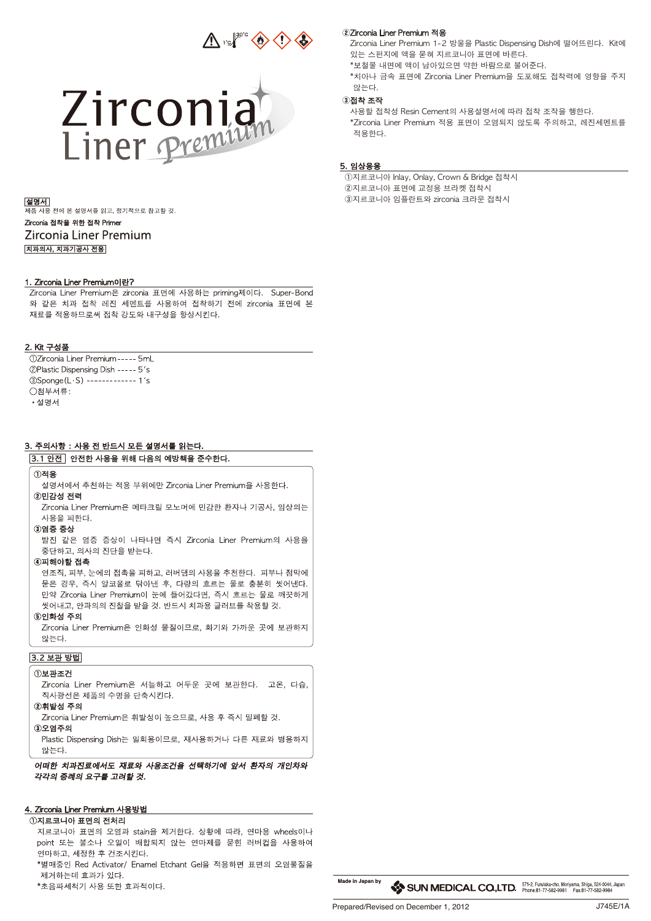1°C 30°C

# Zirconia Liner Premium

**설명서**

제품 사용 전에 본 설명서를 읽고, 정기적으로 참고할 것.

**Zirconia 접착을 위한 접착 Primer**

## Zirconia Liner Premium

**치과의사, 치과기공사 전용**

### 1. Zirconia Liner Premium이란?

Zirconia Liner Premium은 zirconia 표면에 사용하는 priming제이다. Super-Bond와 같은 치과 접착 레진 세멘트를 사용하여 접착하기 전에 zirconia 표면에 본 재료를 적용하므로써 접착 강도와 내구성을 향상시킨다.

### 2. Kit 구성품

①Zirconia Liner Premium ----- 5mL
②Plastic Dispensing Dish ----- 5's
③Sponge(L·S) ------------- 1's
○첨부서류:
・설명서

### 3. 주의사항 : 사용 전 반드시 모든 설명서를 읽는다.

**3.1 안전** 안전한 사용을 위해 다음의 예방책을 준수한다.

**①적용**
설명서에서 추천하는 적용 부위에만 Zirconia Liner Premium을 사용한다.

**②민감성 전력**
Zirconia Liner Premium은 메타크릴 모노머에 민감한 환자나 기공사, 임상의는 사용을 피한다.

**③염증 증상**
발진 같은 염증 증상이 나타나면 즉시 Zirconia Liner Premium의 사용을 중단하고, 의사의 진단을 받는다.

**④피해야할 접촉**
연조직, 피부, 눈에의 접촉을 피하고, 러버댐의 사용을 추천한다. 피부나 점막에 묻은 경우, 즉시 알코올로 닦아낸 후, 다량의 흐르는 물로 충분히 씻어낸다. 만약 Zirconia Liner Premium이 눈에 들어갔다면, 즉시 흐르는 물로 깨끗하게 씻어내고, 안과의의 진찰을 받을 것. 반드시 치과용 글러브를 착용할 것.

**⑤인화성 주의**
Zirconia Liner Premium은 인화성 물질이므로, 화기와 가까운 곳에 보관하지 않는다.

**3.2 보관 방법**

**①보관조건**
Zirconia Liner Premium은 서늘하고 어두운 곳에 보관한다. 고온, 다습, 직사광선은 제품의 수명을 단축시킨다.

**②휘발성 주의**
Zirconia Liner Premium은 휘발성이 높으므로, 사용 후 즉시 밀폐할 것.

**③오염주의**
Plastic Dispensing Dish는 일회용이므로, 재사용하거나 다른 재료와 병용하지 않는다.

***어떠한 치과진료에서도 재료와 사용조건을 선택하기에 앞서 환자의 개인차와 각각의 증례의 요구를 고려할 것.***

### 4. Zirconia Liner Premium 사용방법

**①지르코니아 표면의 전처리**
지르코니아 표면의 오염과 stain을 제거한다. 상황에 따라, 연마용 wheels이나 point 또는 불소나 오일이 배합되지 않는 연마제를 묻힌 러버컵을 사용하여 연마하고, 세정한 후 건조시킨다.
*별매중인 Red Activator/ Enamel Etchant Gel을 적용하면 표면의 오염물질을 제거하는데 효과가 있다.
*초음파세척기 사용 또한 효과적이다.

**②Zirconia Liner Premium 적용**
Zirconia Liner Premium 1-2 방울을 Plastic Dispensing Dish에 떨어뜨린다. Kit에 있는 스펀지에 액을 묻혀 지르코니아 표면에 바른다.
*보철물 내면에 액이 남아있으면 약한 바람으로 불어준다.
*치아나 금속 표면에 Zirconia Liner Premium을 도포해도 접착력에 영향을 주지 않는다.

**③접착 조작**
사용할 접착성 Resin Cement의 사용설명서에 따라 접착 조작을 행한다.
*Zirconia Liner Premium 적용 표면이 오염되지 않도록 주의하고, 레진세멘트를 적용한다.

### 5. 임상응용

①지르코니아 Inlay, Onlay, Crown & Bridge 접착시
②지르코니아 표면에 교정용 브라켓 접착시
③지르코니아 임플란트와 zirconia 크라운 접착시

Made in Japan by SUN MEDICAL CO.,LTD. 571-2, Furutaka-cho, Moriyama, Shiga, 524-0044, Japan Phone:81-77-582-9981 Fax:81-77-582-9984

Prepared/Revised on December 1, 2012 J745E/1A